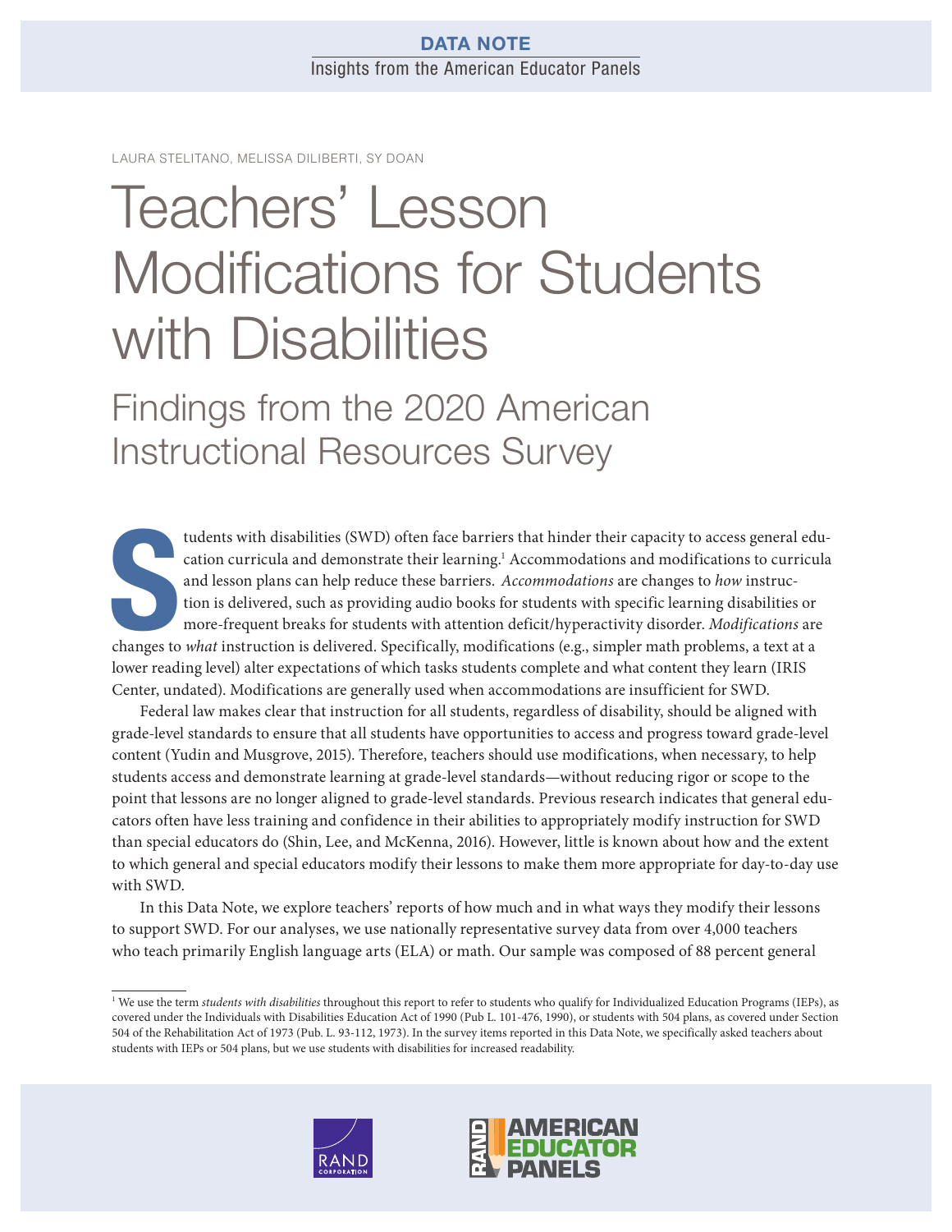DATA NOTE

Insights from the American Educator Panels

LAURA STELITANO, MELISSA DILIBERTI, SY DOAN

# Teachers' Lesson Modifications for Students with Disabilities

## Findings from the 2020 American Instructional Resources Survey

Students with disabilities (SWD) often face barriers that hinder their capacity to access general education curricula and demonstrate their learning.[1] Accommodations and modifications to curricula and lesson plans can help reduce these barriers. *Accommodations* are changes to *how* instruction is delivered, such as providing audio books for students with specific learning disabilities or more-frequent breaks for students with attention deficit/hyperactivity disorder. *Modifications* are changes to *what* instruction is delivered. Specifically, modifications (e.g., simpler math problems, a text at a lower reading level) alter expectations of which tasks students complete and what content they learn (IRIS Center, undated). Modifications are generally used when accommodations are insufficient for SWD.

Federal law makes clear that instruction for all students, regardless of disability, should be aligned with grade-level standards to ensure that all students have opportunities to access and progress toward grade-level content (Yudin and Musgrove, 2015). Therefore, teachers should use modifications, when necessary, to help students access and demonstrate learning at grade-level standards—without reducing rigor or scope to the point that lessons are no longer aligned to grade-level standards. Previous research indicates that general educators often have less training and confidence in their abilities to appropriately modify instruction for SWD than special educators do (Shin, Lee, and McKenna, 2016). However, little is known about how and the extent to which general and special educators modify their lessons to make them more appropriate for day-to-day use with SWD.

In this Data Note, we explore teachers' reports of how much and in what ways they modify their lessons to support SWD. For our analyses, we use nationally representative survey data from over 4,000 teachers who teach primarily English language arts (ELA) or math. Our sample was composed of 88 percent general

[1] We use the term *students with disabilities* throughout this report to refer to students who qualify for Individualized Education Programs (IEPs), as covered under the Individuals with Disabilities Education Act of 1990 (Pub L. 101-476, 1990), or students with 504 plans, as covered under Section 504 of the Rehabilitation Act of 1973 (Pub. L. 93-112, 1973). In the survey items reported in this Data Note, we specifically asked teachers about students with IEPs or 504 plans, but we use students with disabilities for increased readability.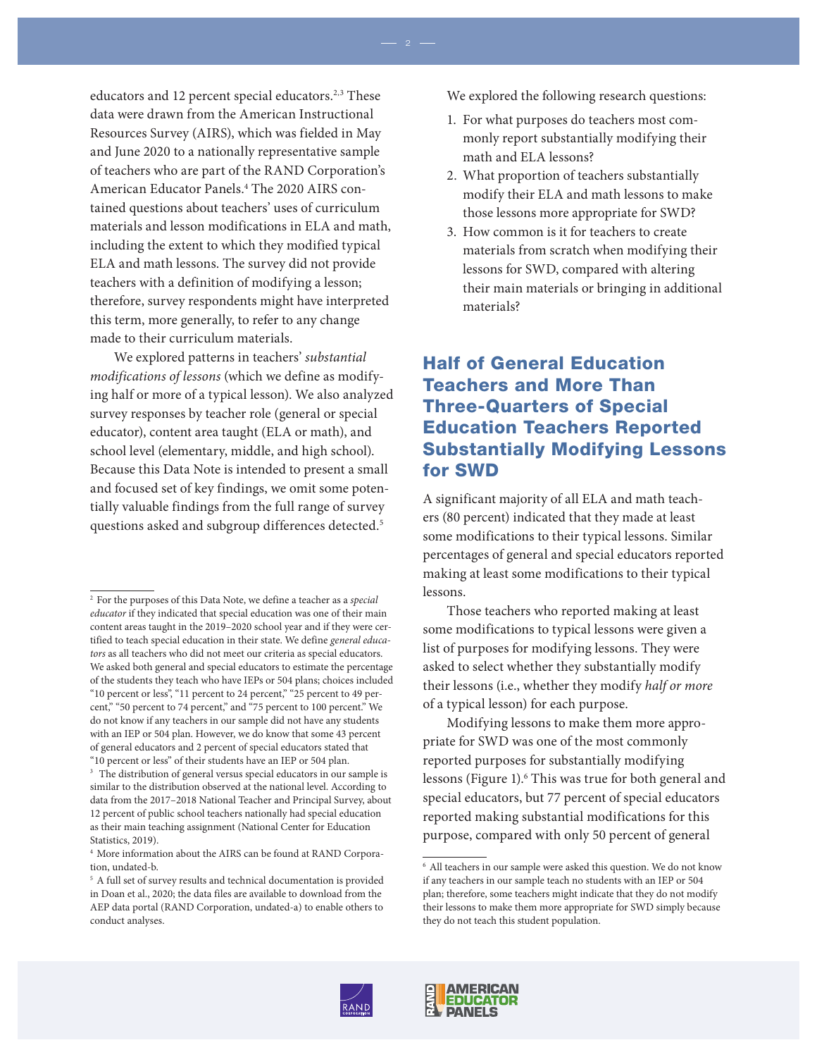educators and 12 percent special educators.[2,3] These data were drawn from the American Instructional Resources Survey (AIRS), which was fielded in May and June 2020 to a nationally representative sample of teachers who are part of the RAND Corporation's American Educator Panels.[4] The 2020 AIRS contained questions about teachers' uses of curriculum materials and lesson modifications in ELA and math, including the extent to which they modified typical ELA and math lessons. The survey did not provide teachers with a definition of modifying a lesson; therefore, survey respondents might have interpreted this term, more generally, to refer to any change made to their curriculum materials.

We explored patterns in teachers' *substantial modifications of lessons* (which we define as modifying half or more of a typical lesson). We also analyzed survey responses by teacher role (general or special educator), content area taught (ELA or math), and school level (elementary, middle, and high school). Because this Data Note is intended to present a small and focused set of key findings, we omit some potentially valuable findings from the full range of survey questions asked and subgroup differences detected.[5]

We explored the following research questions:

1. For what purposes do teachers most commonly report substantially modifying their math and ELA lessons?
2. What proportion of teachers substantially modify their ELA and math lessons to make those lessons more appropriate for SWD?
3. How common is it for teachers to create materials from scratch when modifying their lessons for SWD, compared with altering their main materials or bringing in additional materials?

## Half of General Education Teachers and More Than Three-Quarters of Special Education Teachers Reported Substantially Modifying Lessons for SWD

A significant majority of all ELA and math teachers (80 percent) indicated that they made at least some modifications to their typical lessons. Similar percentages of general and special educators reported making at least some modifications to their typical lessons.

Those teachers who reported making at least some modifications to typical lessons were given a list of purposes for modifying lessons. They were asked to select whether they substantially modify their lessons (i.e., whether they modify *half or more* of a typical lesson) for each purpose.

Modifying lessons to make them more appropriate for SWD was one of the most commonly reported purposes for substantially modifying lessons (Figure 1).[6] This was true for both general and special educators, but 77 percent of special educators reported making substantial modifications for this purpose, compared with only 50 percent of general

---

[2] For the purposes of this Data Note, we define a teacher as a *special educator* if they indicated that special education was one of their main content areas taught in the 2019–2020 school year and if they were certified to teach special education in their state. We define *general educators* as all teachers who did not meet our criteria as special educators. We asked both general and special educators to estimate the percentage of the students they teach who have IEPs or 504 plans; choices included "10 percent or less", "11 percent to 24 percent," "25 percent to 49 percent," "50 percent to 74 percent," and "75 percent to 100 percent." We do not know if any teachers in our sample did not have any students with an IEP or 504 plan. However, we do know that some 43 percent of general educators and 2 percent of special educators stated that "10 percent or less" of their students have an IEP or 504 plan.

[3] The distribution of general versus special educators in our sample is similar to the distribution observed at the national level. According to data from the 2017–2018 National Teacher and Principal Survey, about 12 percent of public school teachers nationally had special education as their main teaching assignment (National Center for Education Statistics, 2019).

[4] More information about the AIRS can be found at RAND Corporation, undated-b.

[5] A full set of survey results and technical documentation is provided in Doan et al., 2020; the data files are available to download from the AEP data portal (RAND Corporation, undated-a) to enable others to conduct analyses.

[6] All teachers in our sample were asked this question. We do not know if any teachers in our sample teach no students with an IEP or 504 plan; therefore, some teachers might indicate that they do not modify their lessons to make them more appropriate for SWD simply because they do not teach this student population.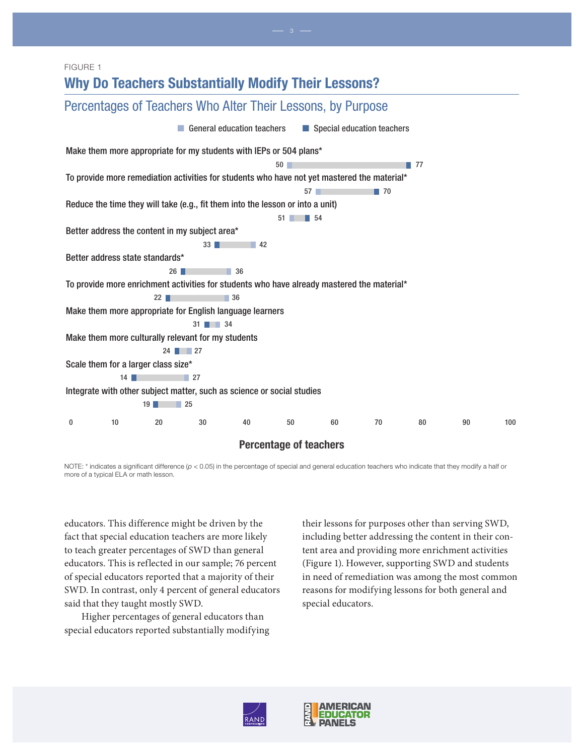FIGURE 1

## Why Do Teachers Substantially Modify Their Lessons?

### Percentages of Teachers Who Alter Their Lessons, by Purpose

| Purpose | General education teachers | Special education teachers |
|---|---|---|
| Make them more appropriate for my students with IEPs or 504 plans* | 50 | 77 |
| To provide more remediation activities for students who have not yet mastered the material* | 57 | 70 |
| Reduce the time they will take (e.g., fit them into the lesson or into a unit) | 51 | 54 |
| Better address the content in my subject area* | 42 | 33 |
| Better address state standards* | 36 | 26 |
| To provide more enrichment activities for students who have already mastered the material* | 36 | 22 |
| Make them more appropriate for English language learners | 34 | 31 |
| Make them more culturally relevant for my students | 27 | 24 |
| Scale them for a larger class size* | 27 | 14 |
| Integrate with other subject matter, such as science or social studies | 25 | 19 |

Percentage of teachers

NOTE: * indicates a significant difference ($p < 0.05$) in the percentage of special and general education teachers who indicate that they modify a half or more of a typical ELA or math lesson.

educators. This difference might be driven by the fact that special education teachers are more likely to teach greater percentages of SWD than general educators. This is reflected in our sample; 76 percent of special educators reported that a majority of their SWD. In contrast, only 4 percent of general educators said that they taught mostly SWD.

Higher percentages of general educators than special educators reported substantially modifying their lessons for purposes other than serving SWD, including better addressing the content in their content area and providing more enrichment activities (Figure 1). However, supporting SWD and students in need of remediation was among the most common reasons for modifying lessons for both general and special educators.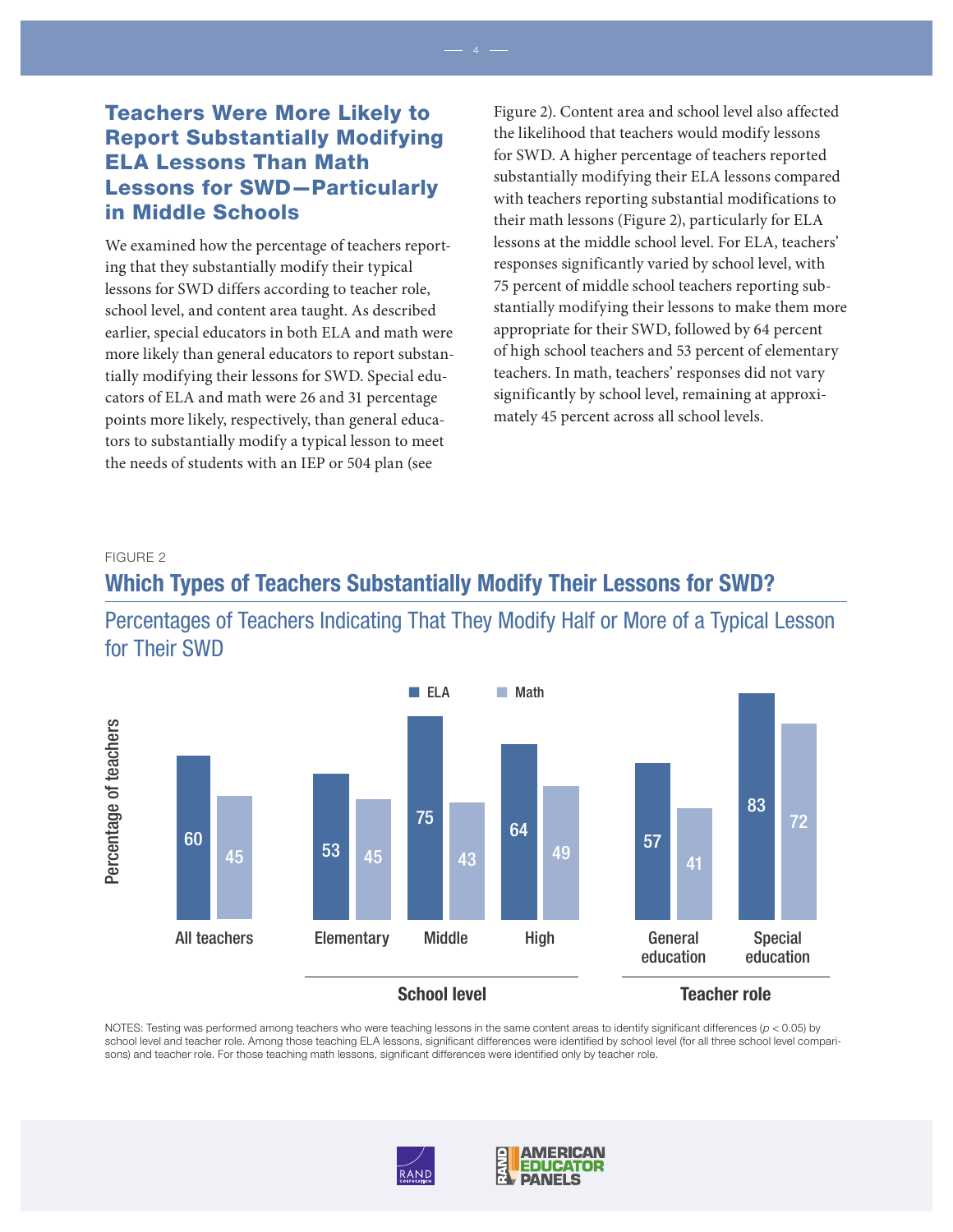## Teachers Were More Likely to Report Substantially Modifying ELA Lessons Than Math Lessons for SWD—Particularly in Middle Schools

We examined how the percentage of teachers reporting that they substantially modify their typical lessons for SWD differs according to teacher role, school level, and content area taught. As described earlier, special educators in both ELA and math were more likely than general educators to report substantially modifying their lessons for SWD. Special educators of ELA and math were 26 and 31 percentage points more likely, respectively, than general educators to substantially modify a typical lesson to meet the needs of students with an IEP or 504 plan (see Figure 2). Content area and school level also affected the likelihood that teachers would modify lessons for SWD. A higher percentage of teachers reported substantially modifying their ELA lessons compared with teachers reporting substantial modifications to their math lessons (Figure 2), particularly for ELA lessons at the middle school level. For ELA, teachers' responses significantly varied by school level, with 75 percent of middle school teachers reporting substantially modifying their lessons to make them more appropriate for their SWD, followed by 64 percent of high school teachers and 53 percent of elementary teachers. In math, teachers' responses did not vary significantly by school level, remaining at approximately 45 percent across all school levels.

FIGURE 2

### Which Types of Teachers Substantially Modify Their Lessons for SWD?

Percentages of Teachers Indicating That They Modify Half or More of a Typical Lesson for Their SWD

| | All teachers | Elementary | Middle | High | General education | Special education |
|---|---|---|---|---|---|---|
| | | School level | | | Teacher role | |
| ELA | 60 | 53 | 75 | 64 | 57 | 83 |
| Math | 45 | 45 | 43 | 49 | 41 | 72 |

NOTES: Testing was performed among teachers who were teaching lessons in the same content areas to identify significant differences ($p < 0.05$) by school level and teacher role. Among those teaching ELA lessons, significant differences were identified by school level (for all three school level comparisons) and teacher role. For those teaching math lessons, significant differences were identified only by teacher role.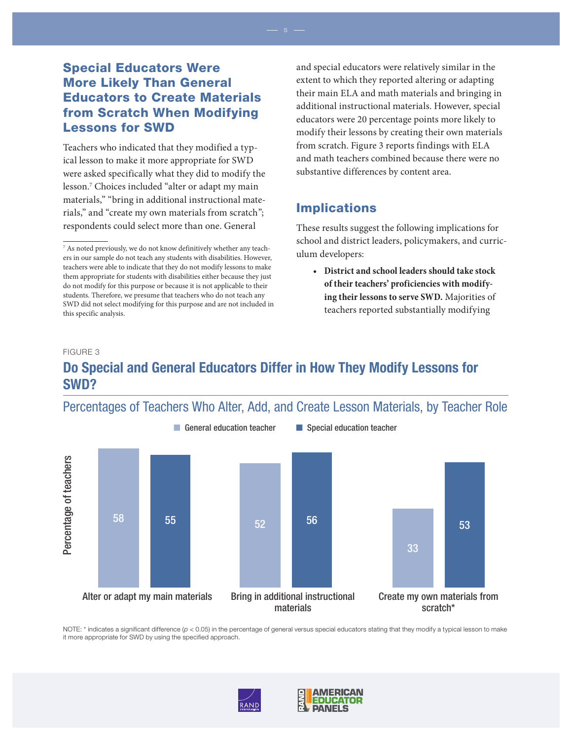## Special Educators Were More Likely Than General Educators to Create Materials from Scratch When Modifying Lessons for SWD

Teachers who indicated that they modified a typical lesson to make it more appropriate for SWD were asked specifically what they did to modify the lesson.[7] Choices included "alter or adapt my main materials," "bring in additional instructional materials," and "create my own materials from scratch"; respondents could select more than one. General and special educators were relatively similar in the extent to which they reported altering or adapting their main ELA and math materials and bringing in additional instructional materials. However, special educators were 20 percentage points more likely to modify their lessons by creating their own materials from scratch. Figure 3 reports findings with ELA and math teachers combined because there were no substantive differences by content area.

[7] As noted previously, we do not know definitively whether any teachers in our sample do not teach any students with disabilities. However, teachers were able to indicate that they do not modify lessons to make them appropriate for students with disabilities either because they just do not modify for this purpose or because it is not applicable to their students. Therefore, we presume that teachers who do not teach any SWD did not select modifying for this purpose and are not included in this specific analysis.

## Implications

These results suggest the following implications for school and district leaders, policymakers, and curriculum developers:

- **District and school leaders should take stock of their teachers' proficiencies with modifying their lessons to serve SWD.** Majorities of teachers reported substantially modifying

FIGURE 3

### Do Special and General Educators Differ in How They Modify Lessons for SWD?

Percentages of Teachers Who Alter, Add, and Create Lesson Materials, by Teacher Role

| Percentage of teachers | General education teacher | Special education teacher |
|---|---|---|
| Alter or adapt my main materials | 58 | 55 |
| Bring in additional instructional materials | 52 | 56 |
| Create my own materials from scratch* | 33 | 53 |

NOTE: * indicates a significant difference ($p < 0.05$) in the percentage of general versus special educators stating that they modify a typical lesson to make it more appropriate for SWD by using the specified approach.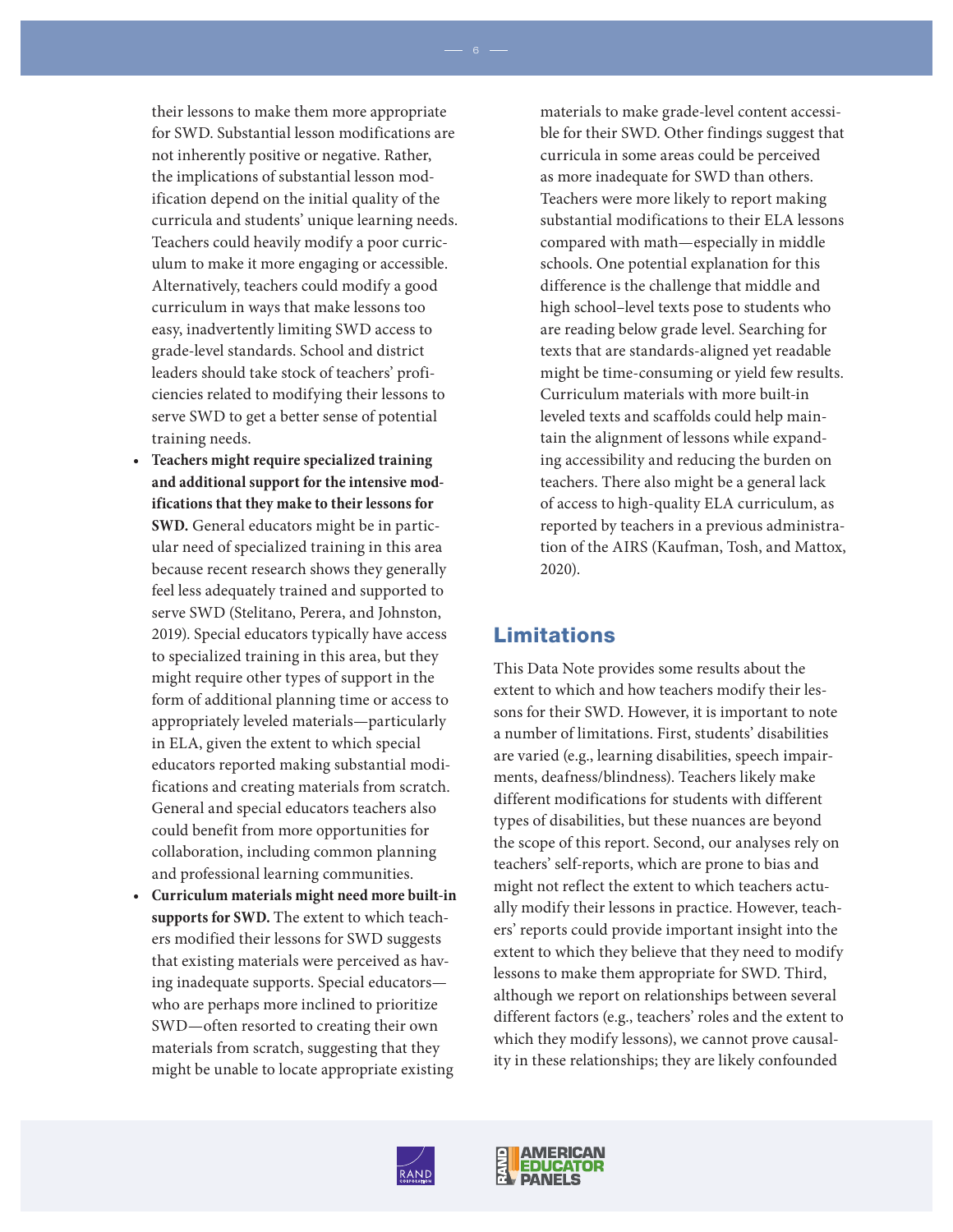their lessons to make them more appropriate for SWD. Substantial lesson modifications are not inherently positive or negative. Rather, the implications of substantial lesson modification depend on the initial quality of the curricula and students' unique learning needs. Teachers could heavily modify a poor curriculum to make it more engaging or accessible. Alternatively, teachers could modify a good curriculum in ways that make lessons too easy, inadvertently limiting SWD access to grade-level standards. School and district leaders should take stock of teachers' proficiencies related to modifying their lessons to serve SWD to get a better sense of potential training needs.

- **Teachers might require specialized training and additional support for the intensive modifications that they make to their lessons for SWD.** General educators might be in particular need of specialized training in this area because recent research shows they generally feel less adequately trained and supported to serve SWD (Stelitano, Perera, and Johnston, 2019). Special educators typically have access to specialized training in this area, but they might require other types of support in the form of additional planning time or access to appropriately leveled materials—particularly in ELA, given the extent to which special educators reported making substantial modifications and creating materials from scratch. General and special educators teachers also could benefit from more opportunities for collaboration, including common planning and professional learning communities.
- **Curriculum materials might need more built-in supports for SWD.** The extent to which teachers modified their lessons for SWD suggests that existing materials were perceived as having inadequate supports. Special educators—who are perhaps more inclined to prioritize SWD—often resorted to creating their own materials from scratch, suggesting that they might be unable to locate appropriate existing materials to make grade-level content accessible for their SWD. Other findings suggest that curricula in some areas could be perceived as more inadequate for SWD than others. Teachers were more likely to report making substantial modifications to their ELA lessons compared with math—especially in middle schools. One potential explanation for this difference is the challenge that middle and high school–level texts pose to students who are reading below grade level. Searching for texts that are standards-aligned yet readable might be time-consuming or yield few results. Curriculum materials with more built-in leveled texts and scaffolds could help maintain the alignment of lessons while expanding accessibility and reducing the burden on teachers. There also might be a general lack of access to high-quality ELA curriculum, as reported by teachers in a previous administration of the AIRS (Kaufman, Tosh, and Mattox, 2020).

## Limitations

This Data Note provides some results about the extent to which and how teachers modify their lessons for their SWD. However, it is important to note a number of limitations. First, students' disabilities are varied (e.g., learning disabilities, speech impairments, deafness/blindness). Teachers likely make different modifications for students with different types of disabilities, but these nuances are beyond the scope of this report. Second, our analyses rely on teachers' self-reports, which are prone to bias and might not reflect the extent to which teachers actually modify their lessons in practice. However, teachers' reports could provide important insight into the extent to which they believe that they need to modify lessons to make them appropriate for SWD. Third, although we report on relationships between several different factors (e.g., teachers' roles and the extent to which they modify lessons), we cannot prove causality in these relationships; they are likely confounded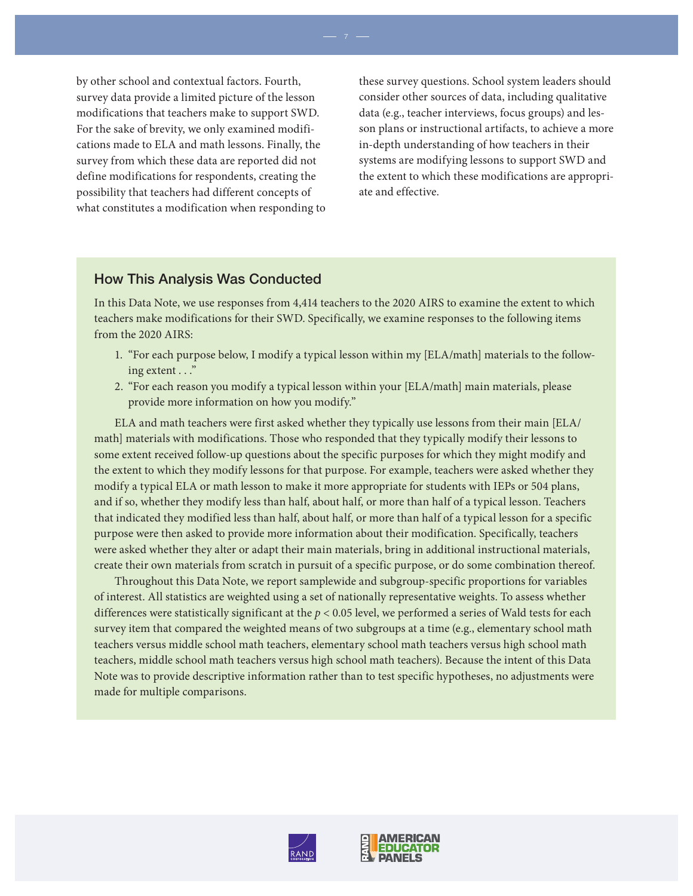by other school and contextual factors. Fourth, survey data provide a limited picture of the lesson modifications that teachers make to support SWD. For the sake of brevity, we only examined modifications made to ELA and math lessons. Finally, the survey from which these data are reported did not define modifications for respondents, creating the possibility that teachers had different concepts of what constitutes a modification when responding to these survey questions. School system leaders should consider other sources of data, including qualitative data (e.g., teacher interviews, focus groups) and lesson plans or instructional artifacts, to achieve a more in-depth understanding of how teachers in their systems are modifying lessons to support SWD and the extent to which these modifications are appropriate and effective.

## How This Analysis Was Conducted

In this Data Note, we use responses from 4,414 teachers to the 2020 AIRS to examine the extent to which teachers make modifications for their SWD. Specifically, we examine responses to the following items from the 2020 AIRS:

1. "For each purpose below, I modify a typical lesson within my [ELA/math] materials to the following extent . . ."
2. "For each reason you modify a typical lesson within your [ELA/math] main materials, please provide more information on how you modify."

ELA and math teachers were first asked whether they typically use lessons from their main [ELA/math] materials with modifications. Those who responded that they typically modify their lessons to some extent received follow-up questions about the specific purposes for which they might modify and the extent to which they modify lessons for that purpose. For example, teachers were asked whether they modify a typical ELA or math lesson to make it more appropriate for students with IEPs or 504 plans, and if so, whether they modify less than half, about half, or more than half of a typical lesson. Teachers that indicated they modified less than half, about half, or more than half of a typical lesson for a specific purpose were then asked to provide more information about their modification. Specifically, teachers were asked whether they alter or adapt their main materials, bring in additional instructional materials, create their own materials from scratch in pursuit of a specific purpose, or do some combination thereof.

Throughout this Data Note, we report samplewide and subgroup-specific proportions for variables of interest. All statistics are weighted using a set of nationally representative weights. To assess whether differences were statistically significant at the $p < 0.05$ level, we performed a series of Wald tests for each survey item that compared the weighted means of two subgroups at a time (e.g., elementary school math teachers versus middle school math teachers, elementary school math teachers versus high school math teachers, middle school math teachers versus high school math teachers). Because the intent of this Data Note was to provide descriptive information rather than to test specific hypotheses, no adjustments were made for multiple comparisons.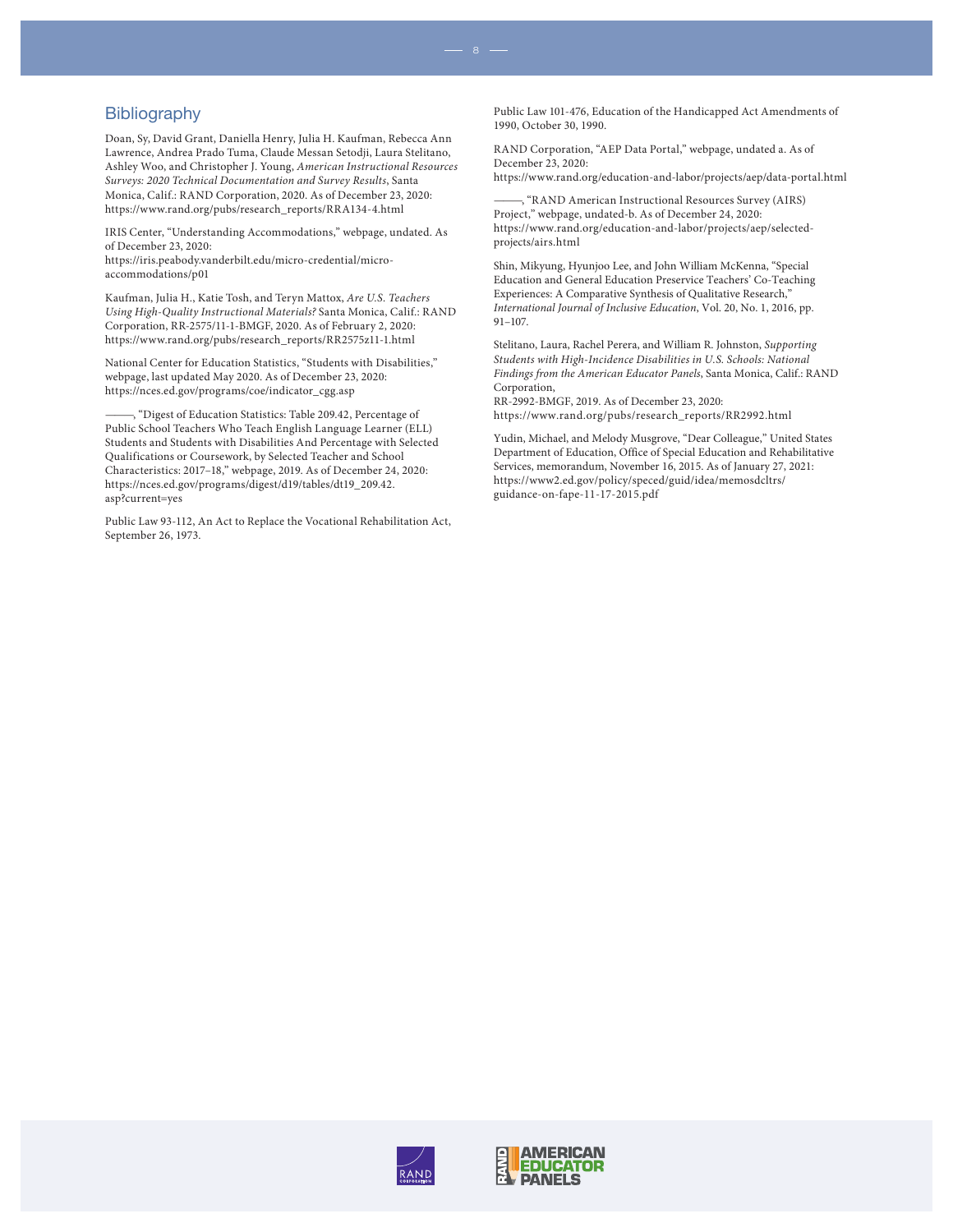## Bibliography

Doan, Sy, David Grant, Daniella Henry, Julia H. Kaufman, Rebecca Ann Lawrence, Andrea Prado Tuma, Claude Messan Setodji, Laura Stelitano, Ashley Woo, and Christopher J. Young, *American Instructional Resources Surveys: 2020 Technical Documentation and Survey Results*, Santa Monica, Calif.: RAND Corporation, 2020. As of December 23, 2020: https://www.rand.org/pubs/research_reports/RRA134-4.html

IRIS Center, "Understanding Accommodations," webpage, undated. As of December 23, 2020: https://iris.peabody.vanderbilt.edu/micro-credential/micro-accommodations/p01

Kaufman, Julia H., Katie Tosh, and Teryn Mattox, *Are U.S. Teachers Using High-Quality Instructional Materials?* Santa Monica, Calif.: RAND Corporation, RR-2575/11-1-BMGF, 2020. As of February 2, 2020: https://www.rand.org/pubs/research_reports/RR2575z11-1.html

National Center for Education Statistics, "Students with Disabilities," webpage, last updated May 2020. As of December 23, 2020: https://nces.ed.gov/programs/coe/indicator_cgg.asp

———, "Digest of Education Statistics: Table 209.42, Percentage of Public School Teachers Who Teach English Language Learner (ELL) Students and Students with Disabilities And Percentage with Selected Qualifications or Coursework, by Selected Teacher and School Characteristics: 2017–18," webpage, 2019. As of December 24, 2020: https://nces.ed.gov/programs/digest/d19/tables/dt19_209.42.asp?current=yes

Public Law 93-112, An Act to Replace the Vocational Rehabilitation Act, September 26, 1973.

Public Law 101-476, Education of the Handicapped Act Amendments of 1990, October 30, 1990.

RAND Corporation, "AEP Data Portal," webpage, undated a. As of December 23, 2020: https://www.rand.org/education-and-labor/projects/aep/data-portal.html

———, "RAND American Instructional Resources Survey (AIRS) Project," webpage, undated-b. As of December 24, 2020: https://www.rand.org/education-and-labor/projects/aep/selected-projects/airs.html

Shin, Mikyung, Hyunjoo Lee, and John William McKenna, "Special Education and General Education Preservice Teachers' Co-Teaching Experiences: A Comparative Synthesis of Qualitative Research," *International Journal of Inclusive Education*, Vol. 20, No. 1, 2016, pp. 91–107.

Stelitano, Laura, Rachel Perera, and William R. Johnston, *Supporting Students with High-Incidence Disabilities in U.S. Schools: National Findings from the American Educator Panels*, Santa Monica, Calif.: RAND Corporation, RR-2992-BMGF, 2019. As of December 23, 2020: https://www.rand.org/pubs/research_reports/RR2992.html

Yudin, Michael, and Melody Musgrove, "Dear Colleague," United States Department of Education, Office of Special Education and Rehabilitative Services, memorandum, November 16, 2015. As of January 27, 2021: https://www2.ed.gov/policy/speced/guid/idea/memosdcltrs/guidance-on-fape-11-17-2015.pdf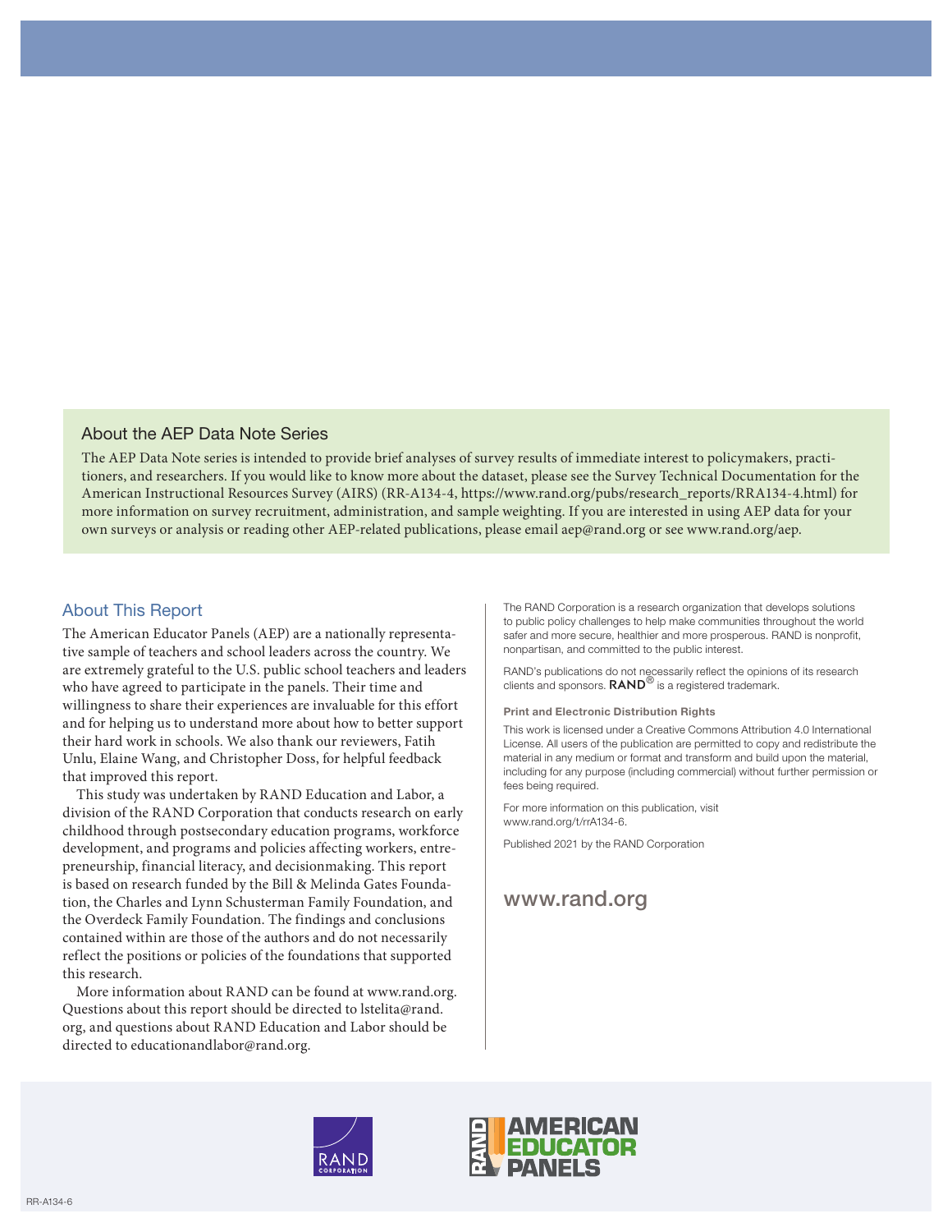## About the AEP Data Note Series

The AEP Data Note series is intended to provide brief analyses of survey results of immediate interest to policymakers, practitioners, and researchers. If you would like to know more about the dataset, please see the Survey Technical Documentation for the American Instructional Resources Survey (AIRS) (RR-A134-4, https://www.rand.org/pubs/research_reports/RRA134-4.html) for more information on survey recruitment, administration, and sample weighting. If you are interested in using AEP data for your own surveys or analysis or reading other AEP-related publications, please email aep@rand.org or see www.rand.org/aep.

## About This Report

The American Educator Panels (AEP) are a nationally representative sample of teachers and school leaders across the country. We are extremely grateful to the U.S. public school teachers and leaders who have agreed to participate in the panels. Their time and willingness to share their experiences are invaluable for this effort and for helping us to understand more about how to better support their hard work in schools. We also thank our reviewers, Fatih Unlu, Elaine Wang, and Christopher Doss, for helpful feedback that improved this report.

This study was undertaken by RAND Education and Labor, a division of the RAND Corporation that conducts research on early childhood through postsecondary education programs, workforce development, and programs and policies affecting workers, entrepreneurship, financial literacy, and decisionmaking. This report is based on research funded by the Bill & Melinda Gates Foundation, the Charles and Lynn Schusterman Family Foundation, and the Overdeck Family Foundation. The findings and conclusions contained within are those of the authors and do not necessarily reflect the positions or policies of the foundations that supported this research.

More information about RAND can be found at www.rand.org. Questions about this report should be directed to lstelita@rand.org, and questions about RAND Education and Labor should be directed to educationandlabor@rand.org.

The RAND Corporation is a research organization that develops solutions to public policy challenges to help make communities throughout the world safer and more secure, healthier and more prosperous. RAND is nonprofit, nonpartisan, and committed to the public interest.

RAND's publications do not necessarily reflect the opinions of its research clients and sponsors. **RAND**® is a registered trademark.

**Print and Electronic Distribution Rights**

This work is licensed under a Creative Commons Attribution 4.0 International License. All users of the publication are permitted to copy and redistribute the material in any medium or format and transform and build upon the material, including for any purpose (including commercial) without further permission or fees being required.

For more information on this publication, visit www.rand.org/t/rrA134-6.

Published 2021 by the RAND Corporation

www.rand.org

RAND CORPORATION

RAND AMERICAN EDUCATOR PANELS

RR-A134-6